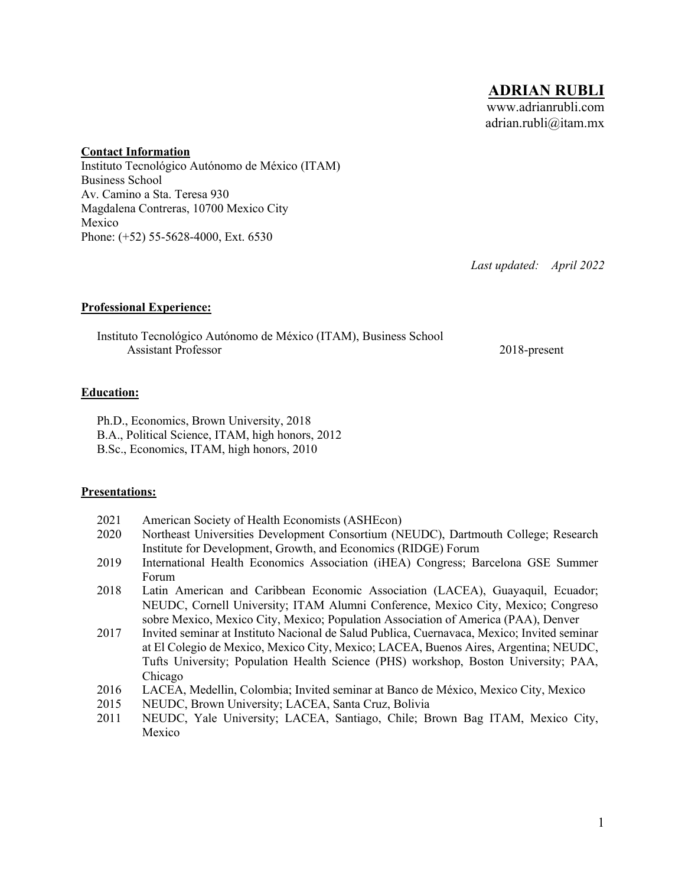# ADRIAN RUBLI

www.adrianrubli.com
adrian.rubli@itam.mx

**Contact Information**
Instituto Tecnológico Autónomo de México (ITAM)
Business School
Av. Camino a Sta. Teresa 930
Magdalena Contreras, 10700 Mexico City
Mexico
Phone: (+52) 55-5628-4000, Ext. 6530

*Last updated: April 2022*

## Professional Experience:

Instituto Tecnológico Autónomo de México (ITAM), Business School
Assistant Professor — 2018-present

## Education:

Ph.D., Economics, Brown University, 2018
B.A., Political Science, ITAM, high honors, 2012
B.Sc., Economics, ITAM, high honors, 2010

## Presentations:

- 2021 — American Society of Health Economists (ASHEcon)
- 2020 — Northeast Universities Development Consortium (NEUDC), Dartmouth College; Research Institute for Development, Growth, and Economics (RIDGE) Forum
- 2019 — International Health Economics Association (iHEA) Congress; Barcelona GSE Summer Forum
- 2018 — Latin American and Caribbean Economic Association (LACEA), Guayaquil, Ecuador; NEUDC, Cornell University; ITAM Alumni Conference, Mexico City, Mexico; Congreso sobre Mexico, Mexico City, Mexico; Population Association of America (PAA), Denver
- 2017 — Invited seminar at Instituto Nacional de Salud Publica, Cuernavaca, Mexico; Invited seminar at El Colegio de Mexico, Mexico City, Mexico; LACEA, Buenos Aires, Argentina; NEUDC, Tufts University; Population Health Science (PHS) workshop, Boston University; PAA, Chicago
- 2016 — LACEA, Medellin, Colombia; Invited seminar at Banco de México, Mexico City, Mexico
- 2015 — NEUDC, Brown University; LACEA, Santa Cruz, Bolivia
- 2011 — NEUDC, Yale University; LACEA, Santiago, Chile; Brown Bag ITAM, Mexico City, Mexico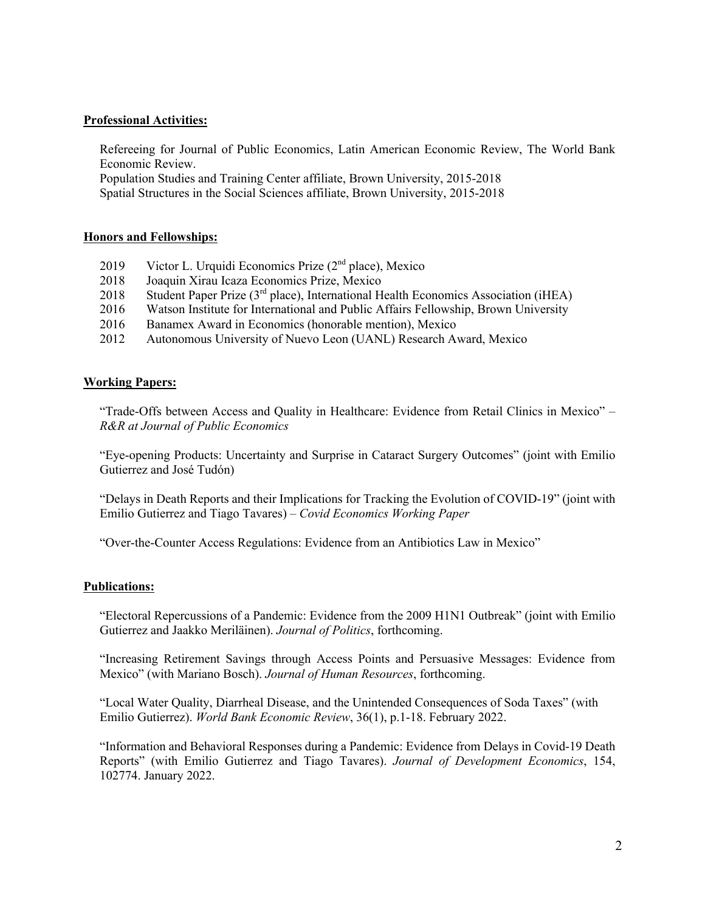**Professional Activities:**

Refereeing for Journal of Public Economics, Latin American Economic Review, The World Bank Economic Review.
Population Studies and Training Center affiliate, Brown University, 2015-2018
Spatial Structures in the Social Sciences affiliate, Brown University, 2015-2018

**Honors and Fellowships:**

2019 Victor L. Urquidi Economics Prize (2nd place), Mexico
2018 Joaquin Xirau Icaza Economics Prize, Mexico
2018 Student Paper Prize (3rd place), International Health Economics Association (iHEA)
2016 Watson Institute for International and Public Affairs Fellowship, Brown University
2016 Banamex Award in Economics (honorable mention), Mexico
2012 Autonomous University of Nuevo Leon (UANL) Research Award, Mexico

**Working Papers:**

"Trade-Offs between Access and Quality in Healthcare: Evidence from Retail Clinics in Mexico" – *R&R at Journal of Public Economics*

"Eye-opening Products: Uncertainty and Surprise in Cataract Surgery Outcomes" (joint with Emilio Gutierrez and José Tudón)

"Delays in Death Reports and their Implications for Tracking the Evolution of COVID-19" (joint with Emilio Gutierrez and Tiago Tavares) – *Covid Economics Working Paper*

"Over-the-Counter Access Regulations: Evidence from an Antibiotics Law in Mexico"

**Publications:**

"Electoral Repercussions of a Pandemic: Evidence from the 2009 H1N1 Outbreak" (joint with Emilio Gutierrez and Jaakko Meriläinen). *Journal of Politics*, forthcoming.

"Increasing Retirement Savings through Access Points and Persuasive Messages: Evidence from Mexico" (with Mariano Bosch). *Journal of Human Resources*, forthcoming.

"Local Water Quality, Diarrheal Disease, and the Unintended Consequences of Soda Taxes" (with Emilio Gutierrez). *World Bank Economic Review*, 36(1), p.1-18. February 2022.

"Information and Behavioral Responses during a Pandemic: Evidence from Delays in Covid-19 Death Reports" (with Emilio Gutierrez and Tiago Tavares). *Journal of Development Economics*, 154, 102774. January 2022.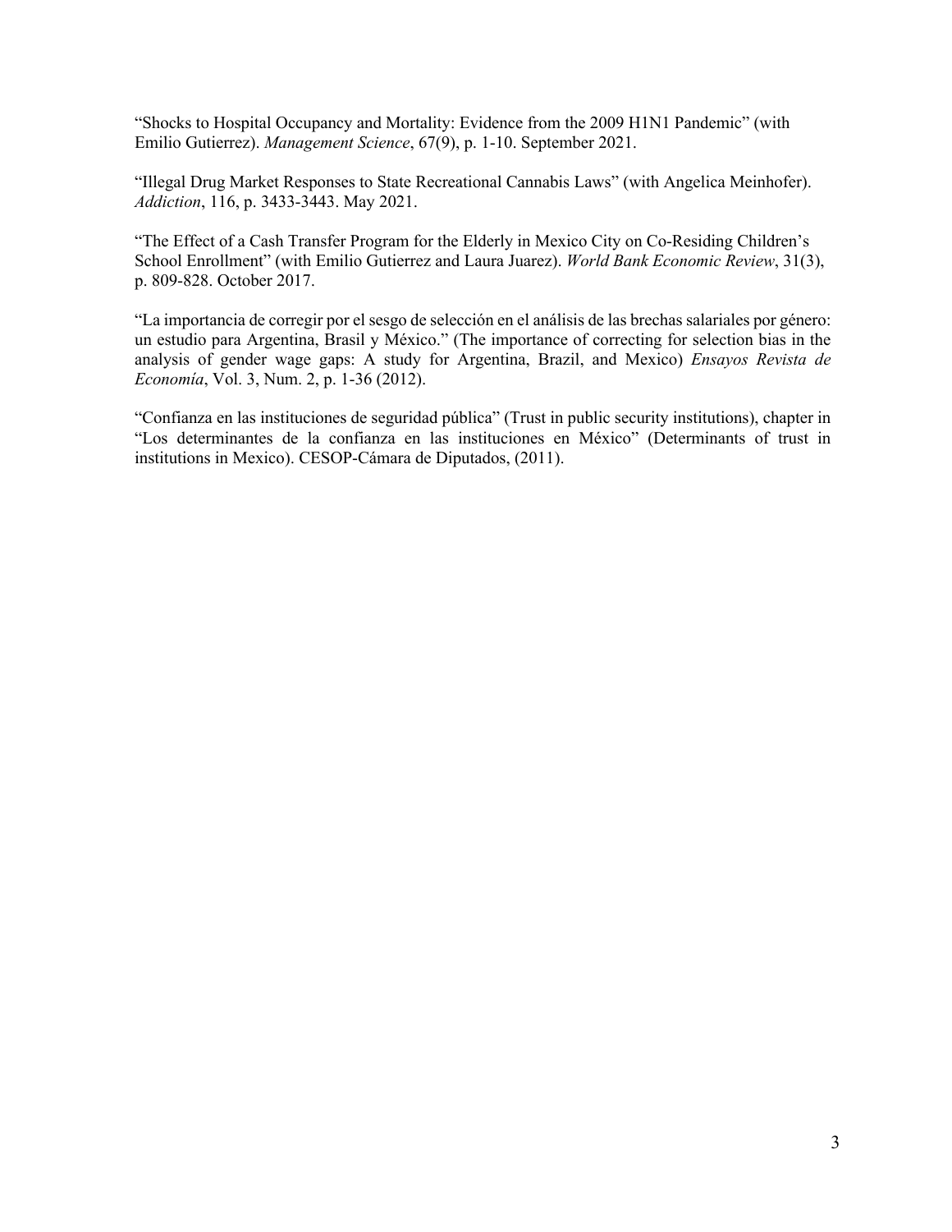"Shocks to Hospital Occupancy and Mortality: Evidence from the 2009 H1N1 Pandemic" (with Emilio Gutierrez). *Management Science*, 67(9), p. 1-10. September 2021.

"Illegal Drug Market Responses to State Recreational Cannabis Laws" (with Angelica Meinhofer). *Addiction*, 116, p. 3433-3443. May 2021.

"The Effect of a Cash Transfer Program for the Elderly in Mexico City on Co-Residing Children's School Enrollment" (with Emilio Gutierrez and Laura Juarez). *World Bank Economic Review*, 31(3), p. 809-828. October 2017.

"La importancia de corregir por el sesgo de selección en el análisis de las brechas salariales por género: un estudio para Argentina, Brasil y México." (The importance of correcting for selection bias in the analysis of gender wage gaps: A study for Argentina, Brazil, and Mexico) *Ensayos Revista de Economía*, Vol. 3, Num. 2, p. 1-36 (2012).

"Confianza en las instituciones de seguridad pública" (Trust in public security institutions), chapter in "Los determinantes de la confianza en las instituciones en México" (Determinants of trust in institutions in Mexico). CESOP-Cámara de Diputados, (2011).